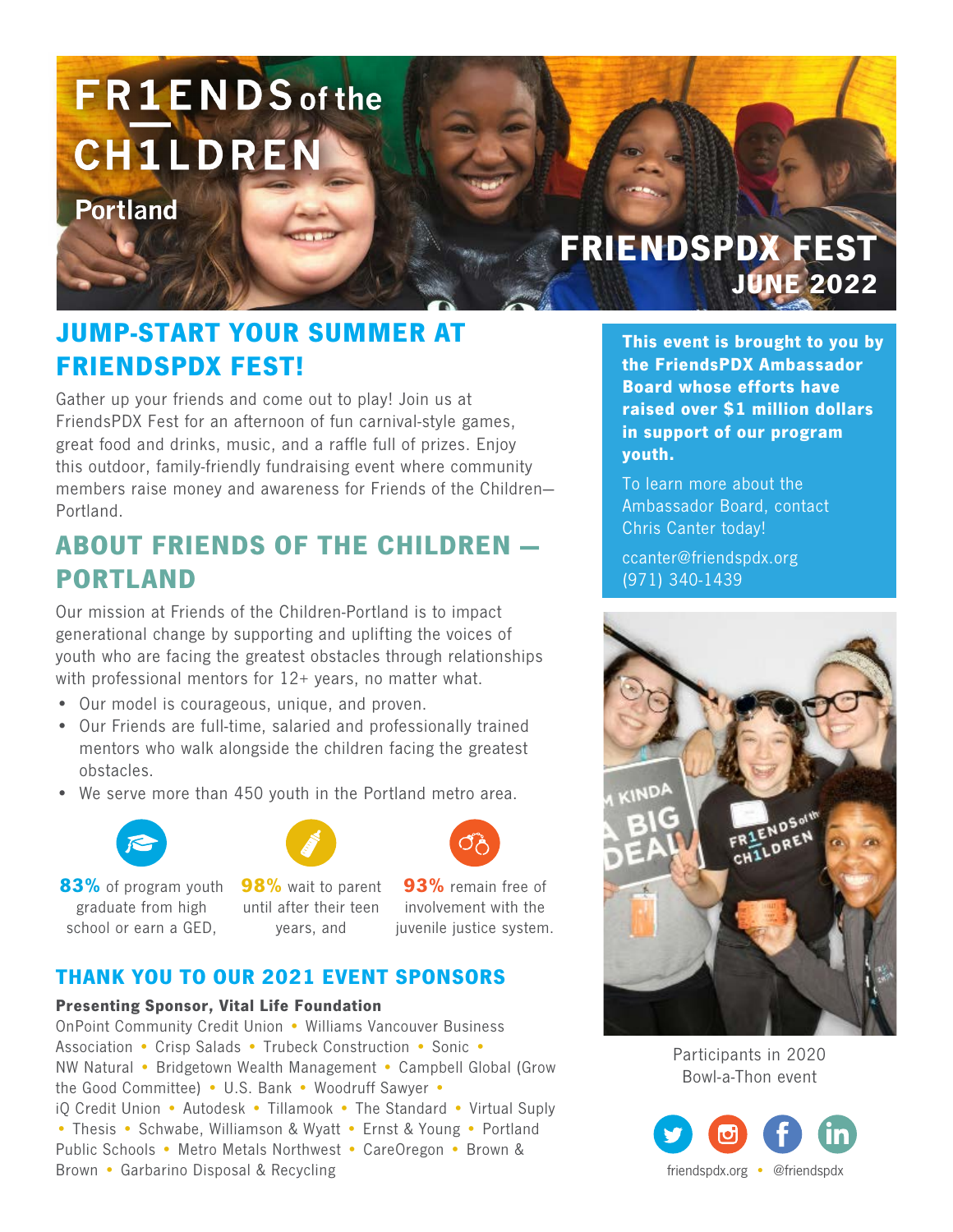# FRIENDS of the CHILDREN Portland

## FRIENDSPDX FEST JUNE 2022

## JUMP-START YOUR SUMMER AT FRIENDSPDX FEST!

Gather up your friends and come out to play! Join us at FriendsPDX Fest for an afternoon of fun carnival-style games, great food and drinks, music, and a raffle full of prizes. Enjoy this outdoor, family-friendly fundraising event where community members raise money and awareness for Friends of the Children—Portland.

## ABOUT FRIENDS OF THE CHILDREN — PORTLAND

Our mission at Friends of the Children-Portland is to impact generational change by supporting and uplifting the voices of youth who are facing the greatest obstacles through relationships with professional mentors for 12+ years, no matter what.

- Our model is courageous, unique, and proven.
- Our Friends are full-time, salaried and professionally trained mentors who walk alongside the children facing the greatest obstacles.
- We serve more than 450 youth in the Portland metro area.

**83%** of program youth graduate from high school or earn a GED,

**98%** wait to parent until after their teen years, and

**93%** remain free of involvement with the juvenile justice system.

## THANK YOU TO OUR 2021 EVENT SPONSORS

**Presenting Sponsor, Vital Life Foundation**

OnPoint Community Credit Union • Williams Vancouver Business Association • Crisp Salads • Trubeck Construction • Sonic • NW Natural • Bridgetown Wealth Management • Campbell Global (Grow the Good Committee) • U.S. Bank • Woodruff Sawyer • iQ Credit Union • Autodesk • Tillamook • The Standard • Virtual Suply • Thesis • Schwabe, Williamson & Wyatt • Ernst & Young • Portland Public Schools • Metro Metals Northwest • CareOregon • Brown & Brown • Garbarino Disposal & Recycling

**This event is brought to you by the FriendsPDX Ambassador Board whose efforts have raised over $1 million dollars in support of our program youth.**

To learn more about the Ambassador Board, contact Chris Canter today!

ccanter@friendspdx.org
(971) 340-1439

Participants in 2020 Bowl-a-Thon event

friendspdx.org • @friendspdx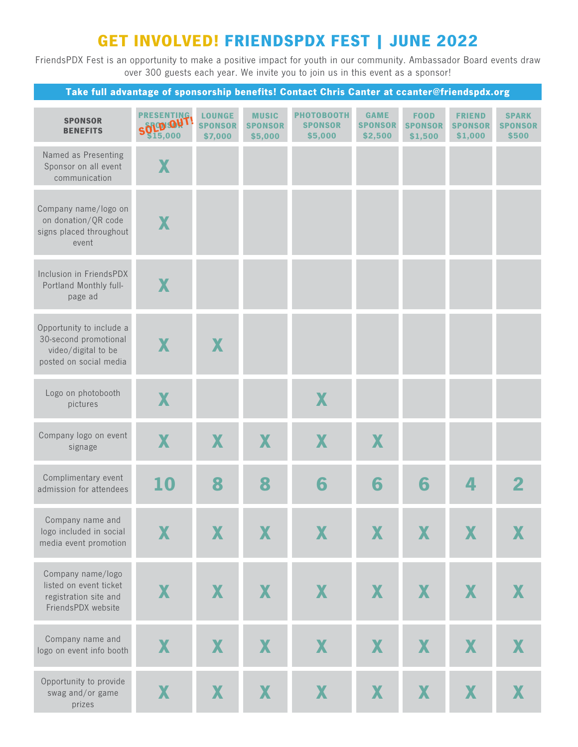# GET INVOLVED! FRIENDSPDX FEST | JUNE 2022

FriendsPDX Fest is an opportunity to make a positive impact for youth in our community. Ambassador Board events draw over 300 guests each year. We invite you to join us in this event as a sponsor!

**Take full advantage of sponsorship benefits! Contact Chris Canter at ccanter@friendspdx.org**

| SPONSOR BENEFITS | PRESENTING SPONSOR $15,000 SOLD OUT! | LOUNGE SPONSOR $7,000 | MUSIC SPONSOR $5,000 | PHOTOBOOTH SPONSOR $5,000 | GAME SPONSOR $2,500 | FOOD SPONSOR $1,500 | FRIEND SPONSOR $1,000 | SPARK SPONSOR $500 |
|---|---|---|---|---|---|---|---|---|
| Named as Presenting Sponsor on all event communication | X | | | | | | | |
| Company name/logo on on donation/QR code signs placed throughout event | X | | | | | | | |
| Inclusion in FriendsPDX Portland Monthly full-page ad | X | | | | | | | |
| Opportunity to include a 30-second promotional video/digital to be posted on social media | X | X | | | | | | |
| Logo on photobooth pictures | X | | | X | | | | |
| Company logo on event signage | X | X | X | X | X | | | |
| Complimentary event admission for attendees | 10 | 8 | 8 | 6 | 6 | 6 | 4 | 2 |
| Company name and logo included in social media event promotion | X | X | X | X | X | X | X | X |
| Company name/logo listed on event ticket registration site and FriendsPDX website | X | X | X | X | X | X | X | X |
| Company name and logo on event info booth | X | X | X | X | X | X | X | X |
| Opportunity to provide swag and/or game prizes | X | X | X | X | X | X | X | X |